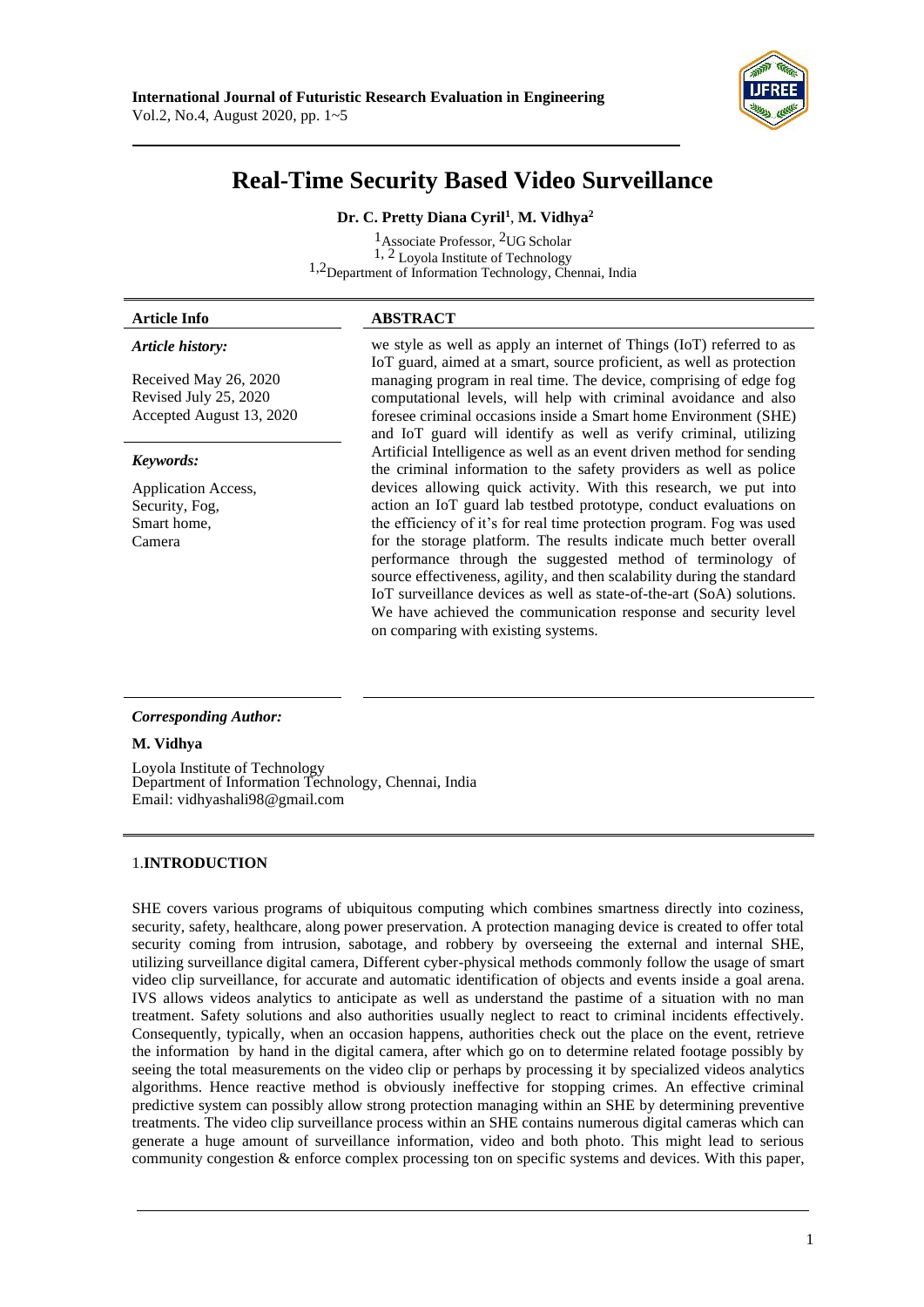# Real-Time Security Based Video Surveillance

**Dr. C. Pretty Diana Cyril[1], M. Vidhya[2]**

[1]Associate Professor, [2]UG Scholar
[1, 2] Loyola Institute of Technology
[1,2]Department of Information Technology, Chennai, India

**Article Info**

*Article history:*

Received May 26, 2020
Revised July 25, 2020
Accepted August 13, 2020

*Keywords:*

Application Access,
Security, Fog,
Smart home,
Camera

**ABSTRACT**

we style as well as apply an internet of Things (IoT) referred to as IoT guard, aimed at a smart, source proficient, as well as protection managing program in real time. The device, comprising of edge fog computational levels, will help with criminal avoidance and also foresee criminal occasions inside a Smart home Environment (SHE) and IoT guard will identify as well as verify criminal, utilizing Artificial Intelligence as well as an event driven method for sending the criminal information to the safety providers as well as police devices allowing quick activity. With this research, we put into action an IoT guard lab testbed prototype, conduct evaluations on the efficiency of it's for real time protection program. Fog was used for the storage platform. The results indicate much better overall performance through the suggested method of terminology of source effectiveness, agility, and then scalability during the standard IoT surveillance devices as well as state-of-the-art (SoA) solutions. We have achieved the communication response and security level on comparing with existing systems.

*Corresponding Author:*

**M. Vidhya**

Loyola Institute of Technology
Department of Information Technology, Chennai, India
Email: vidhyashali98@gmail.com

## 1.INTRODUCTION

SHE covers various programs of ubiquitous computing which combines smartness directly into coziness, security, safety, healthcare, along power preservation. A protection managing device is created to offer total security coming from intrusion, sabotage, and robbery by overseeing the external and internal SHE, utilizing surveillance digital camera, Different cyber-physical methods commonly follow the usage of smart video clip surveillance, for accurate and automatic identification of objects and events inside a goal arena. IVS allows videos analytics to anticipate as well as understand the pastime of a situation with no man treatment. Safety solutions and also authorities usually neglect to react to criminal incidents effectively. Consequently, typically, when an occasion happens, authorities check out the place on the event, retrieve the information by hand in the digital camera, after which go on to determine related footage possibly by seeing the total measurements on the video clip or perhaps by processing it by specialized videos analytics algorithms. Hence reactive method is obviously ineffective for stopping crimes. An effective criminal predictive system can possibly allow strong protection managing within an SHE by determining preventive treatments. The video clip surveillance process within an SHE contains numerous digital cameras which can generate a huge amount of surveillance information, video and both photo. This might lead to serious community congestion & enforce complex processing ton on specific systems and devices. With this paper,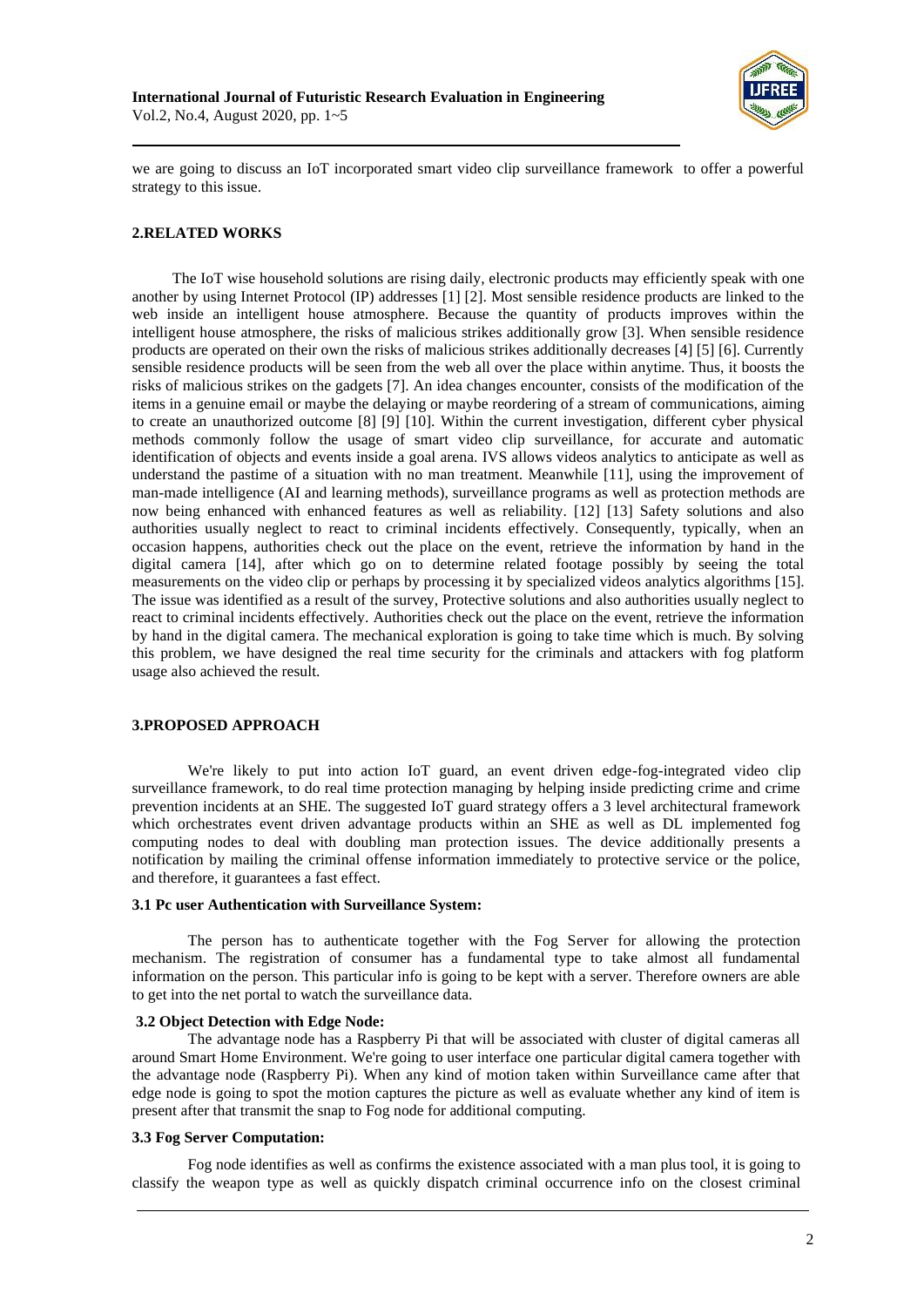we are going to discuss an IoT incorporated smart video clip surveillance framework to offer a powerful strategy to this issue.

## 2.RELATED WORKS

The IoT wise household solutions are rising daily, electronic products may efficiently speak with one another by using Internet Protocol (IP) addresses [1] [2]. Most sensible residence products are linked to the web inside an intelligent house atmosphere. Because the quantity of products improves within the intelligent house atmosphere, the risks of malicious strikes additionally grow [3]. When sensible residence products are operated on their own the risks of malicious strikes additionally decreases [4] [5] [6]. Currently sensible residence products will be seen from the web all over the place within anytime. Thus, it boosts the risks of malicious strikes on the gadgets [7]. An idea changes encounter, consists of the modification of the items in a genuine email or maybe the delaying or maybe reordering of a stream of communications, aiming to create an unauthorized outcome [8] [9] [10]. Within the current investigation, different cyber physical methods commonly follow the usage of smart video clip surveillance, for accurate and automatic identification of objects and events inside a goal arena. IVS allows videos analytics to anticipate as well as understand the pastime of a situation with no man treatment. Meanwhile [11], using the improvement of man-made intelligence (AI and learning methods), surveillance programs as well as protection methods are now being enhanced with enhanced features as well as reliability. [12] [13] Safety solutions and also authorities usually neglect to react to criminal incidents effectively. Consequently, typically, when an occasion happens, authorities check out the place on the event, retrieve the information by hand in the digital camera [14], after which go on to determine related footage possibly by seeing the total measurements on the video clip or perhaps by processing it by specialized videos analytics algorithms [15]. The issue was identified as a result of the survey, Protective solutions and also authorities usually neglect to react to criminal incidents effectively. Authorities check out the place on the event, retrieve the information by hand in the digital camera. The mechanical exploration is going to take time which is much. By solving this problem, we have designed the real time security for the criminals and attackers with fog platform usage also achieved the result.

## 3.PROPOSED APPROACH

We're likely to put into action IoT guard, an event driven edge-fog-integrated video clip surveillance framework, to do real time protection managing by helping inside predicting crime and crime prevention incidents at an SHE. The suggested IoT guard strategy offers a 3 level architectural framework which orchestrates event driven advantage products within an SHE as well as DL implemented fog computing nodes to deal with doubling man protection issues. The device additionally presents a notification by mailing the criminal offense information immediately to protective service or the police, and therefore, it guarantees a fast effect.

### 3.1 Pc user Authentication with Surveillance System:

The person has to authenticate together with the Fog Server for allowing the protection mechanism. The registration of consumer has a fundamental type to take almost all fundamental information on the person. This particular info is going to be kept with a server. Therefore owners are able to get into the net portal to watch the surveillance data.

### 3.2 Object Detection with Edge Node:

The advantage node has a Raspberry Pi that will be associated with cluster of digital cameras all around Smart Home Environment. We're going to user interface one particular digital camera together with the advantage node (Raspberry Pi). When any kind of motion taken within Surveillance came after that edge node is going to spot the motion captures the picture as well as evaluate whether any kind of item is present after that transmit the snap to Fog node for additional computing.

### 3.3 Fog Server Computation:

Fog node identifies as well as confirms the existence associated with a man plus tool, it is going to classify the weapon type as well as quickly dispatch criminal occurrence info on the closest criminal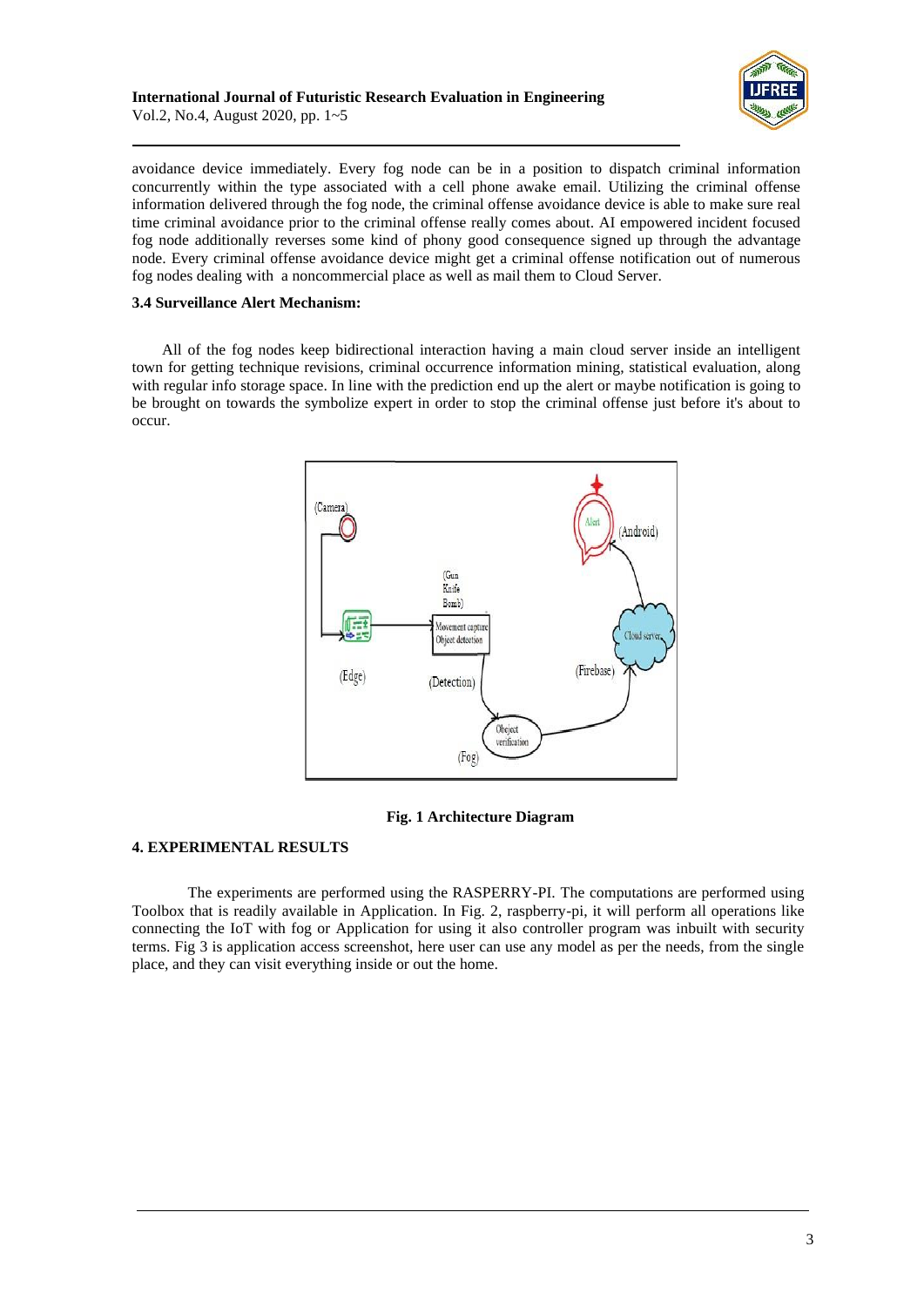avoidance device immediately. Every fog node can be in a position to dispatch criminal information concurrently within the type associated with a cell phone awake email. Utilizing the criminal offense information delivered through the fog node, the criminal offense avoidance device is able to make sure real time criminal avoidance prior to the criminal offense really comes about. AI empowered incident focused fog node additionally reverses some kind of phony good consequence signed up through the advantage node. Every criminal offense avoidance device might get a criminal offense notification out of numerous fog nodes dealing with a noncommercial place as well as mail them to Cloud Server.

### 3.4 Surveillance Alert Mechanism:

All of the fog nodes keep bidirectional interaction having a main cloud server inside an intelligent town for getting technique revisions, criminal occurrence information mining, statistical evaluation, along with regular info storage space. In line with the prediction end up the alert or maybe notification is going to be brought on towards the symbolize expert in order to stop the criminal offense just before it's about to occur.

**Fig. 1 Architecture Diagram**

## 4. EXPERIMENTAL RESULTS

The experiments are performed using the RASPERRY-PI. The computations are performed using Toolbox that is readily available in Application. In Fig. 2, raspberry-pi, it will perform all operations like connecting the IoT with fog or Application for using it also controller program was inbuilt with security terms. Fig 3 is application access screenshot, here user can use any model as per the needs, from the single place, and they can visit everything inside or out the home.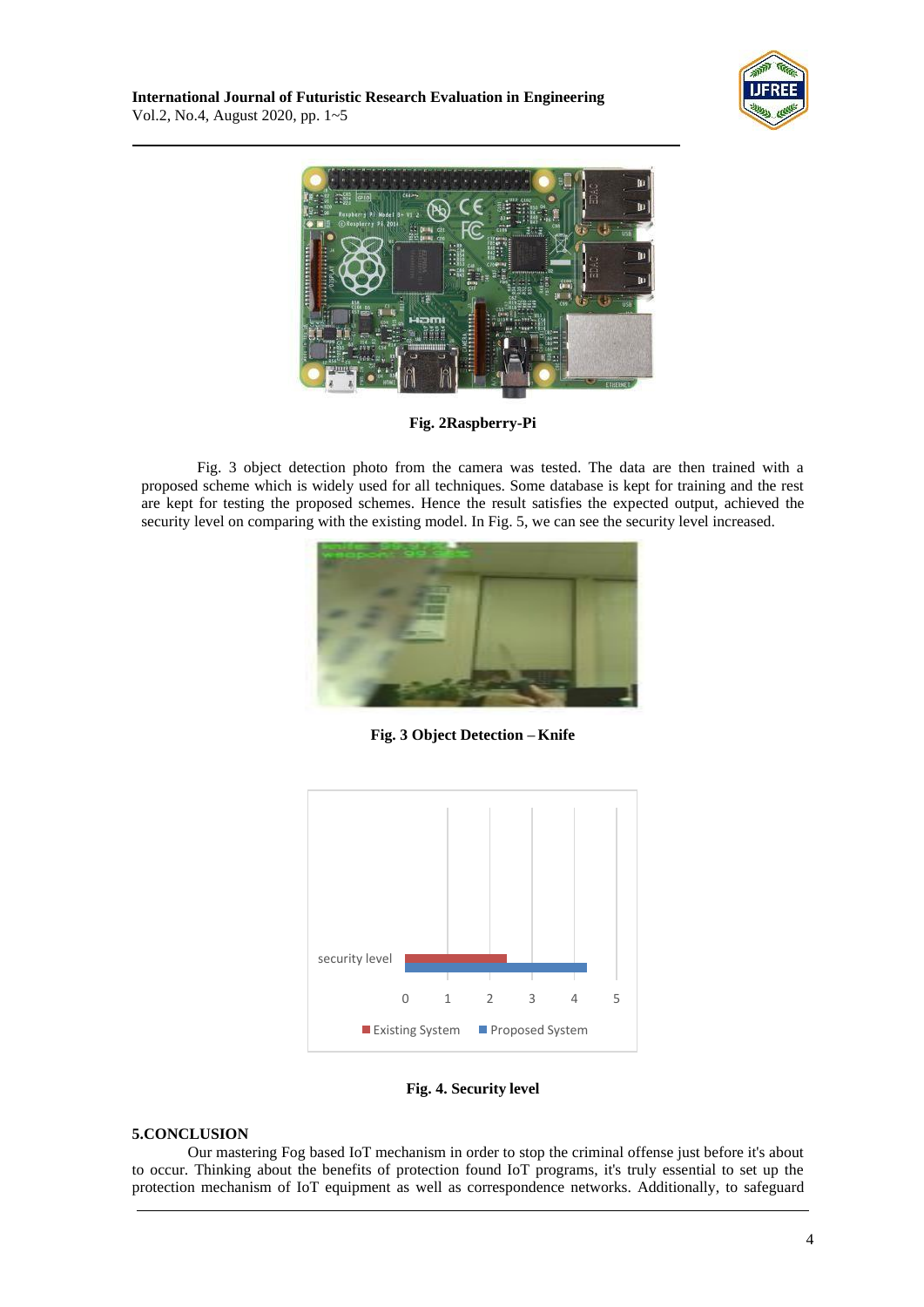Fig. 2Raspberry-Pi

Fig. 3 object detection photo from the camera was tested. The data are then trained with a proposed scheme which is widely used for all techniques. Some database is kept for training and the rest are kept for testing the proposed schemes. Hence the result satisfies the expected output, achieved the security level on comparing with the existing model. In Fig. 5, we can see the security level increased.

Fig. 3 Object Detection – Knife

Fig. 4. Security level

**5.CONCLUSION**

Our mastering Fog based IoT mechanism in order to stop the criminal offense just before it's about to occur. Thinking about the benefits of protection found IoT programs, it's truly essential to set up the protection mechanism of IoT equipment as well as correspondence networks. Additionally, to safeguard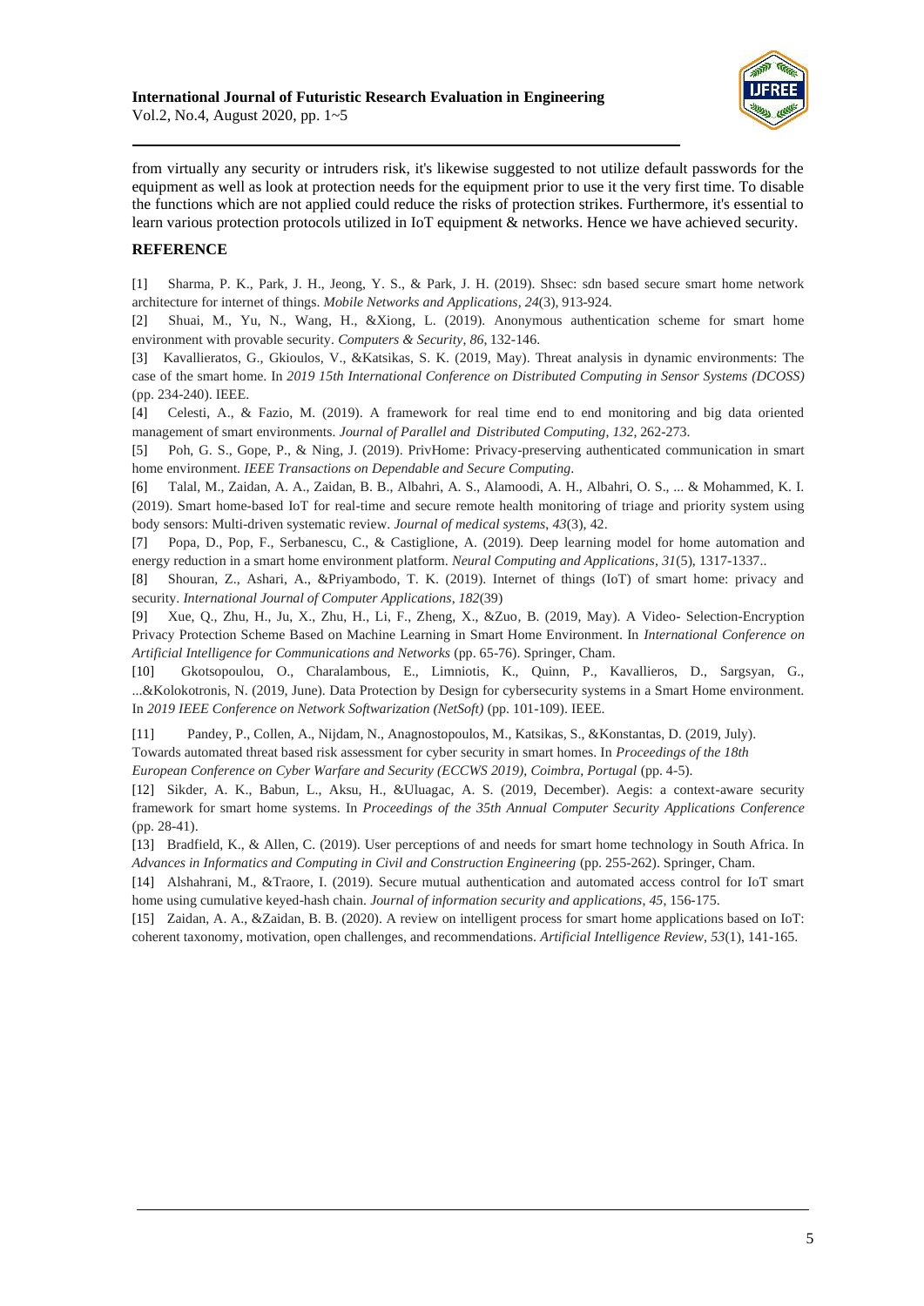from virtually any security or intruders risk, it's likewise suggested to not utilize default passwords for the equipment as well as look at protection needs for the equipment prior to use it the very first time. To disable the functions which are not applied could reduce the risks of protection strikes. Furthermore, it's essential to learn various protection protocols utilized in IoT equipment & networks. Hence we have achieved security.

## REFERENCE

[1] Sharma, P. K., Park, J. H., Jeong, Y. S., & Park, J. H. (2019). Shsec: sdn based secure smart home network architecture for internet of things. *Mobile Networks and Applications*, *24*(3), 913-924.

[2] Shuai, M., Yu, N., Wang, H., &Xiong, L. (2019). Anonymous authentication scheme for smart home environment with provable security. *Computers & Security*, *86*, 132-146.

[3] Kavallieratos, G., Gkioulos, V., &Katsikas, S. K. (2019, May). Threat analysis in dynamic environments: The case of the smart home. In *2019 15th International Conference on Distributed Computing in Sensor Systems (DCOSS)* (pp. 234-240). IEEE.

[4] Celesti, A., & Fazio, M. (2019). A framework for real time end to end monitoring and big data oriented management of smart environments. *Journal of Parallel and Distributed Computing*, *132*, 262-273.

[5] Poh, G. S., Gope, P., & Ning, J. (2019). PrivHome: Privacy-preserving authenticated communication in smart home environment. *IEEE Transactions on Dependable and Secure Computing*.

[6] Talal, M., Zaidan, A. A., Zaidan, B. B., Albahri, A. S., Alamoodi, A. H., Albahri, O. S., ... & Mohammed, K. I. (2019). Smart home-based IoT for real-time and secure remote health monitoring of triage and priority system using body sensors: Multi-driven systematic review. *Journal of medical systems*, *43*(3), 42.

[7] Popa, D., Pop, F., Serbanescu, C., & Castiglione, A. (2019). Deep learning model for home automation and energy reduction in a smart home environment platform. *Neural Computing and Applications*, *31*(5), 1317-1337..

[8] Shouran, Z., Ashari, A., &Priyambodo, T. K. (2019). Internet of things (IoT) of smart home: privacy and security. *International Journal of Computer Applications*, *182*(39)

[9] Xue, Q., Zhu, H., Ju, X., Zhu, H., Li, F., Zheng, X., &Zuo, B. (2019, May). A Video- Selection-Encryption Privacy Protection Scheme Based on Machine Learning in Smart Home Environment. In *International Conference on Artificial Intelligence for Communications and Networks* (pp. 65-76). Springer, Cham.

[10] Gkotsopoulou, O., Charalambous, E., Limniotis, K., Quinn, P., Kavallieros, D., Sargsyan, G., ...&Kolokotronis, N. (2019, June). Data Protection by Design for cybersecurity systems in a Smart Home environment. In *2019 IEEE Conference on Network Softwarization (NetSoft)* (pp. 101-109). IEEE.

[11] Pandey, P., Collen, A., Nijdam, N., Anagnostopoulos, M., Katsikas, S., &Konstantas, D. (2019, July). Towards automated threat based risk assessment for cyber security in smart homes. In *Proceedings of the 18th European Conference on Cyber Warfare and Security (ECCWS 2019), Coimbra, Portugal* (pp. 4-5).

[12] Sikder, A. K., Babun, L., Aksu, H., &Uluagac, A. S. (2019, December). Aegis: a context-aware security framework for smart home systems. In *Proceedings of the 35th Annual Computer Security Applications Conference* (pp. 28-41).

[13] Bradfield, K., & Allen, C. (2019). User perceptions of and needs for smart home technology in South Africa. In *Advances in Informatics and Computing in Civil and Construction Engineering* (pp. 255-262). Springer, Cham.

[14] Alshahrani, M., &Traore, I. (2019). Secure mutual authentication and automated access control for IoT smart home using cumulative keyed-hash chain. *Journal of information security and applications*, *45*, 156-175.

[15] Zaidan, A. A., &Zaidan, B. B. (2020). A review on intelligent process for smart home applications based on IoT: coherent taxonomy, motivation, open challenges, and recommendations. *Artificial Intelligence Review*, *53*(1), 141-165.